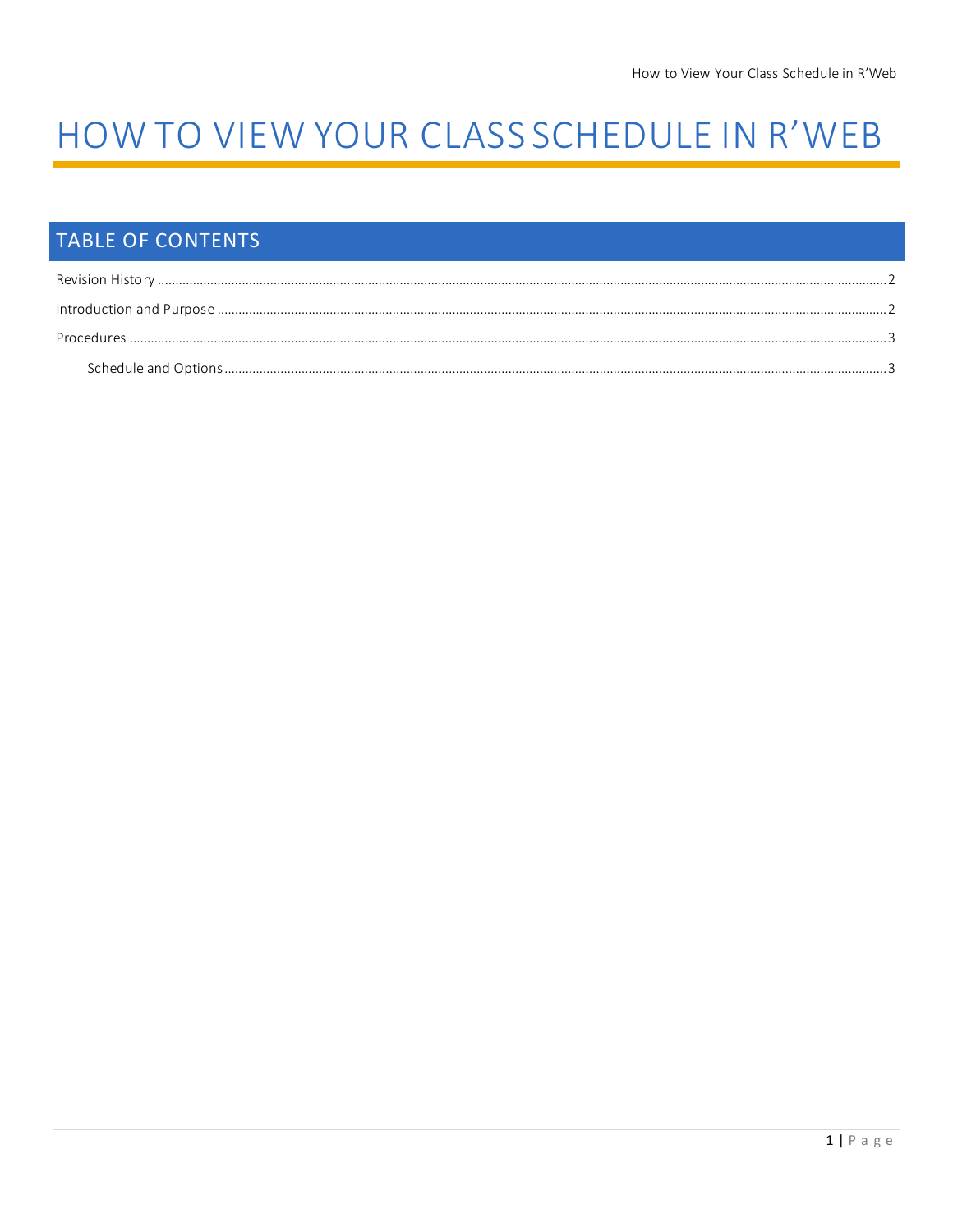# HOW TO VIEW YOUR CLASS SCHEDULE IN R'WEB

## TABLE OF CONTENTS

Revision History ........................................................................................................ 2

Introduction and Purpose .......................................................................................... 2

Procedures ................................................................................................................ 3

  Schedule and Options ............................................................................................ 3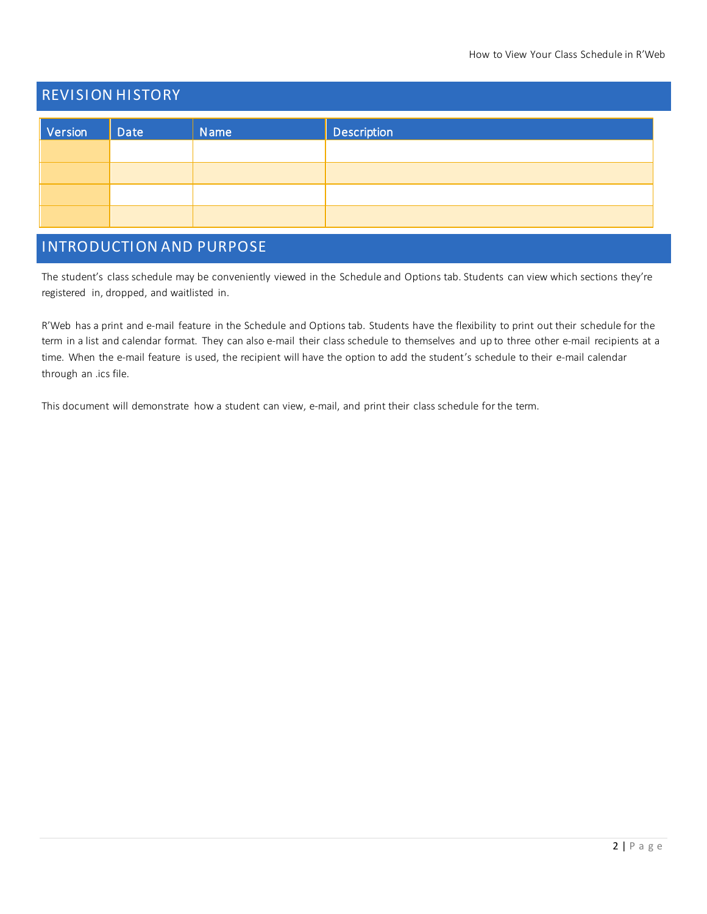## REVISION HISTORY

| Version | Date | Name | Description |
|---|---|---|---|
| | | | |
| | | | |
| | | | |
| | | | |

## INTRODUCTION AND PURPOSE

The student's class schedule may be conveniently viewed in the Schedule and Options tab. Students can view which sections they're registered in, dropped, and waitlisted in.

R'Web has a print and e-mail feature in the Schedule and Options tab. Students have the flexibility to print out their schedule for the term in a list and calendar format. They can also e-mail their class schedule to themselves and up to three other e-mail recipients at a time. When the e-mail feature is used, the recipient will have the option to add the student's schedule to their e-mail calendar through an .ics file.

This document will demonstrate how a student can view, e-mail, and print their class schedule for the term.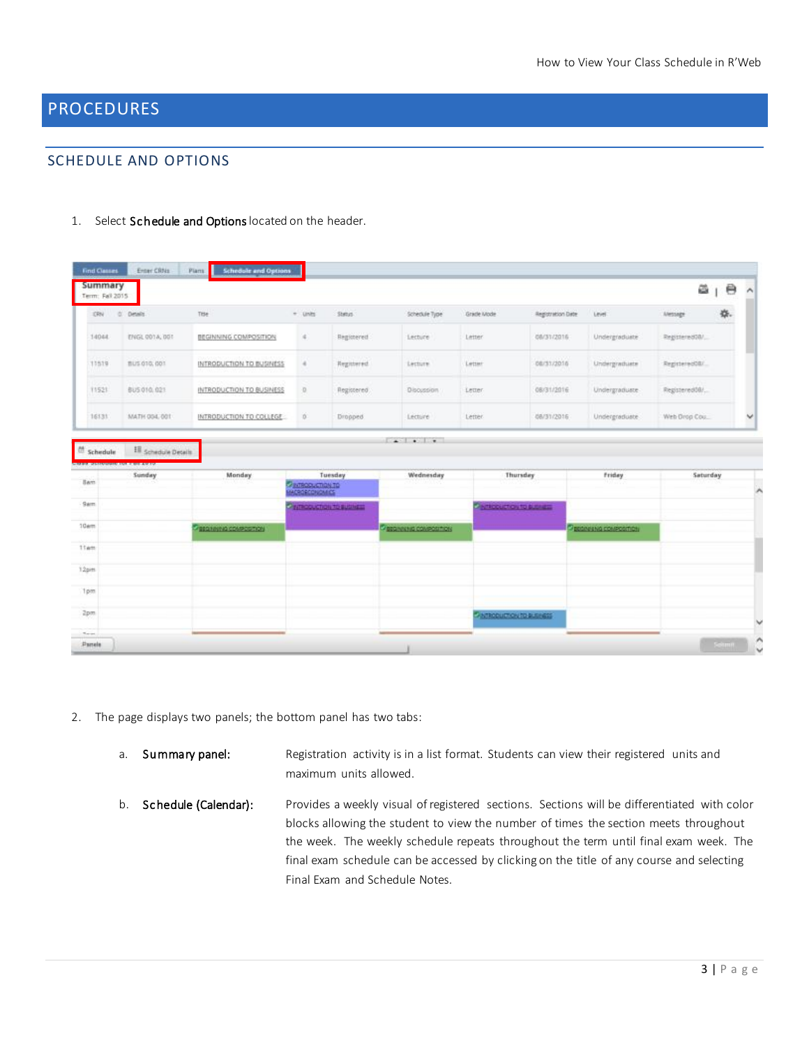# PROCEDURES

## SCHEDULE AND OPTIONS

1. Select **Schedule and Options** located on the header.

2. The page displays two panels; the bottom panel has two tabs:

   a. **Summary panel:** Registration activity is in a list format. Students can view their registered units and maximum units allowed.

   b. **Schedule (Calendar):** Provides a weekly visual of registered sections. Sections will be differentiated with color blocks allowing the student to view the number of times the section meets throughout the week. The weekly schedule repeats throughout the term until final exam week. The final exam schedule can be accessed by clicking on the title of any course and selecting Final Exam and Schedule Notes.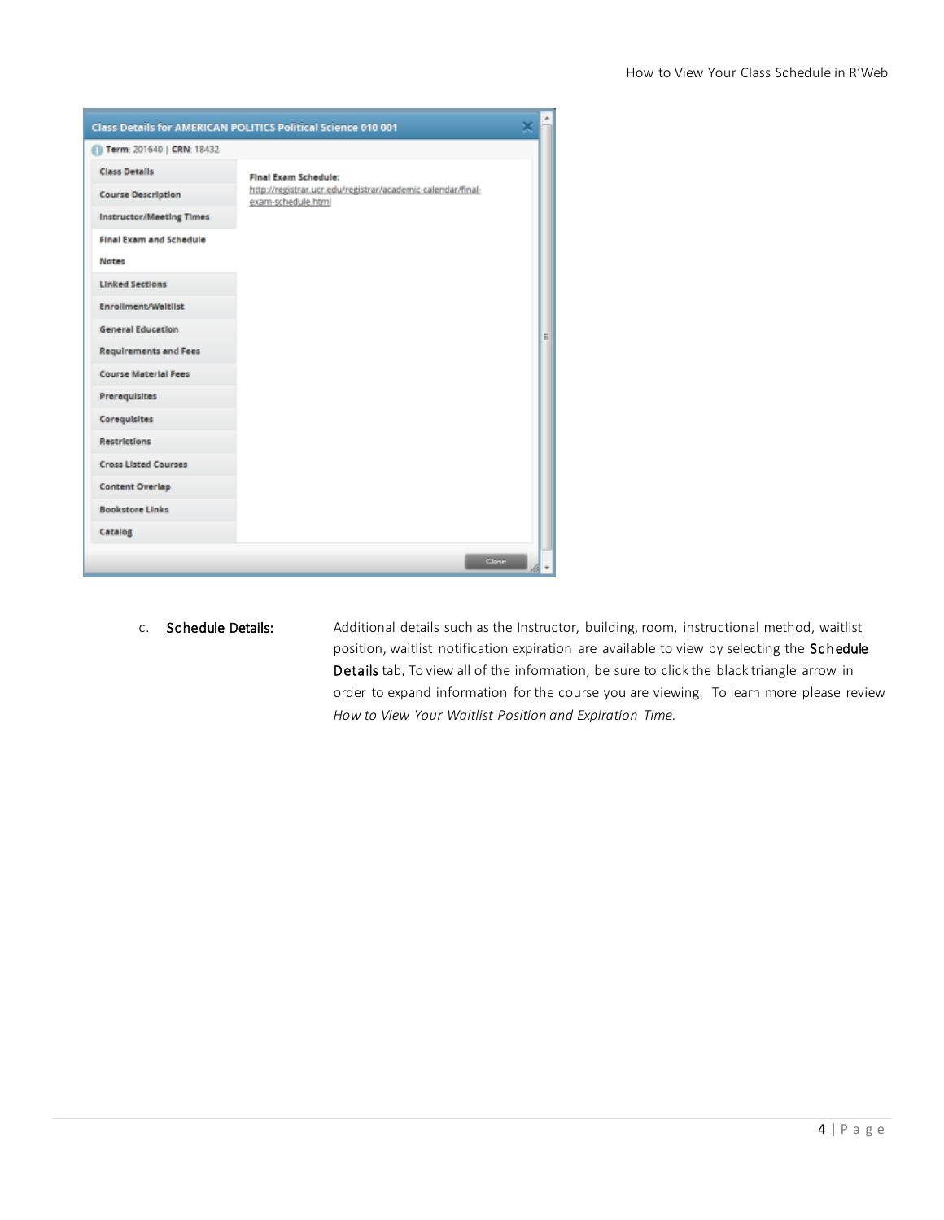**Class Details for AMERICAN POLITICS Political Science 010 001**

Term: 201640 | CRN: 18432

- Class Details
- Course Description
- Instructor/Meeting Times
- Final Exam and Schedule
- Notes
- Linked Sections
- Enrollment/Waitlist
- General Education
- Requirements and Fees
- Course Material Fees
- Prerequisites
- Corequisites
- Restrictions
- Cross Listed Courses
- Content Overlap
- Bookstore Links
- Catalog

**Final Exam Schedule:**
http://registrar.ucr.edu/registrar/academic-calendar/final-exam-schedule.html

Close

c. **Schedule Details:** Additional details such as the Instructor, building, room, instructional method, waitlist position, waitlist notification expiration are available to view by selecting the **Schedule Details** tab. To view all of the information, be sure to click the black triangle arrow in order to expand information for the course you are viewing. To learn more please review *How to View Your Waitlist Position and Expiration Time.*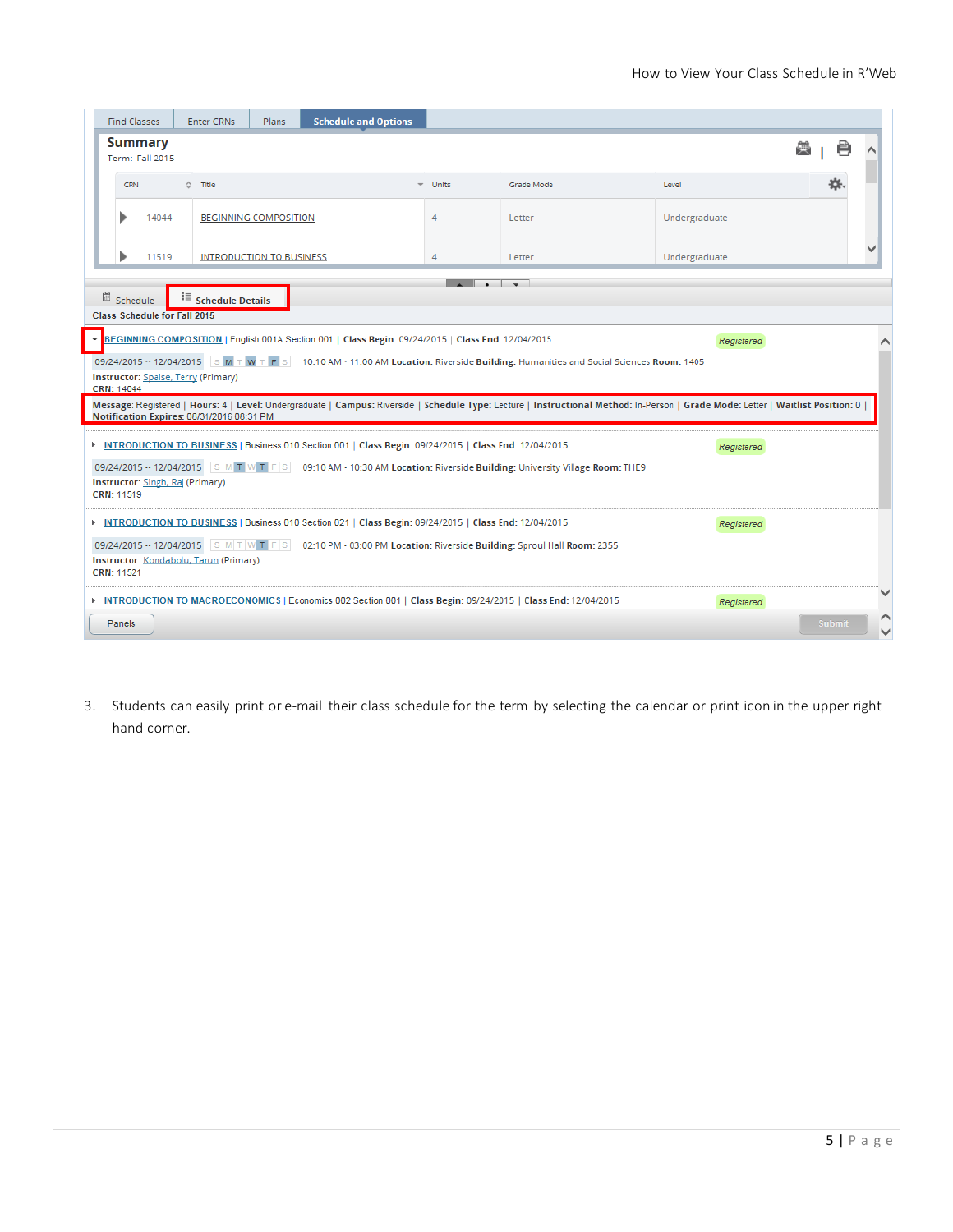3. Students can easily print or e-mail their class schedule for the term by selecting the calendar or print icon in the upper right hand corner.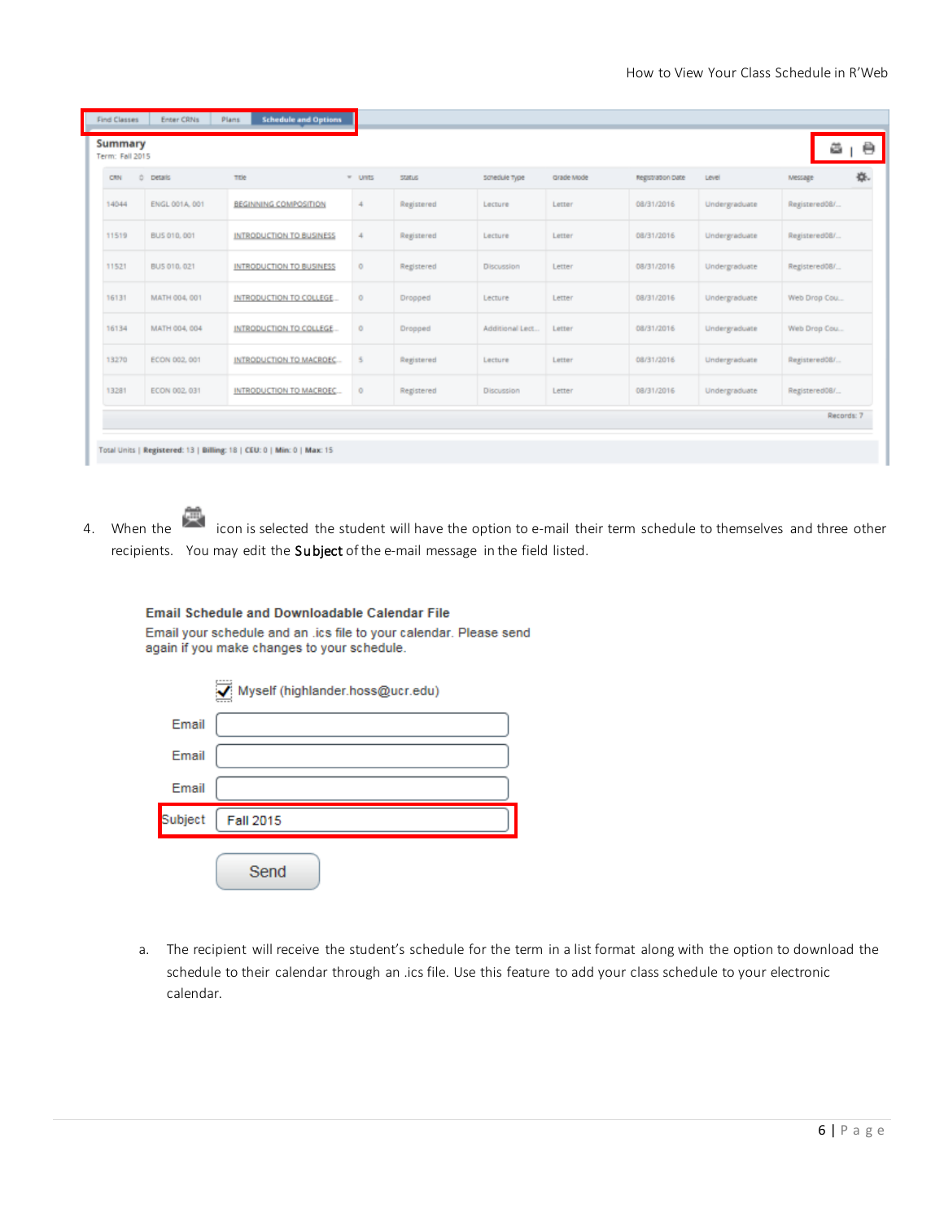| CRN | Details | Title | Units | Status | Schedule Type | Grade Mode | Registration Date | Level | Message |
|---|---|---|---|---|---|---|---|---|---|
| 14044 | ENGL 001A, 001 | BEGINNING COMPOSITION | 4 | Registered | Lecture | Letter | 08/31/2016 | Undergraduate | Registered08/... |
| 11519 | BUS 010, 001 | INTRODUCTION TO BUSINESS | 4 | Registered | Lecture | Letter | 08/31/2016 | Undergraduate | Registered08/... |
| 11521 | BUS 010, 021 | INTRODUCTION TO BUSINESS | 0 | Registered | Discussion | Letter | 08/31/2016 | Undergraduate | Registered08/... |
| 16131 | MATH 004, 001 | INTRODUCTION TO COLLEGE... | 0 | Dropped | Lecture | Letter | 08/31/2016 | Undergraduate | Web Drop Cou... |
| 16134 | MATH 004, 004 | INTRODUCTION TO COLLEGE... | 0 | Dropped | Additional Lect... | Letter | 08/31/2016 | Undergraduate | Web Drop Cou... |
| 13270 | ECON 002, 001 | INTRODUCTION TO MACROEC... | 5 | Registered | Lecture | Letter | 08/31/2016 | Undergraduate | Registered08/... |
| 13281 | ECON 002, 031 | INTRODUCTION TO MACROEC... | 0 | Registered | Discussion | Letter | 08/31/2016 | Undergraduate | Registered08/... |

4. When the icon is selected the student will have the option to e-mail their term schedule to themselves and three other recipients. You may edit the **Subject** of the e-mail message in the field listed.

   a. The recipient will receive the student's schedule for the term in a list format along with the option to download the schedule to their calendar through an .ics file. Use this feature to add your class schedule to your electronic calendar.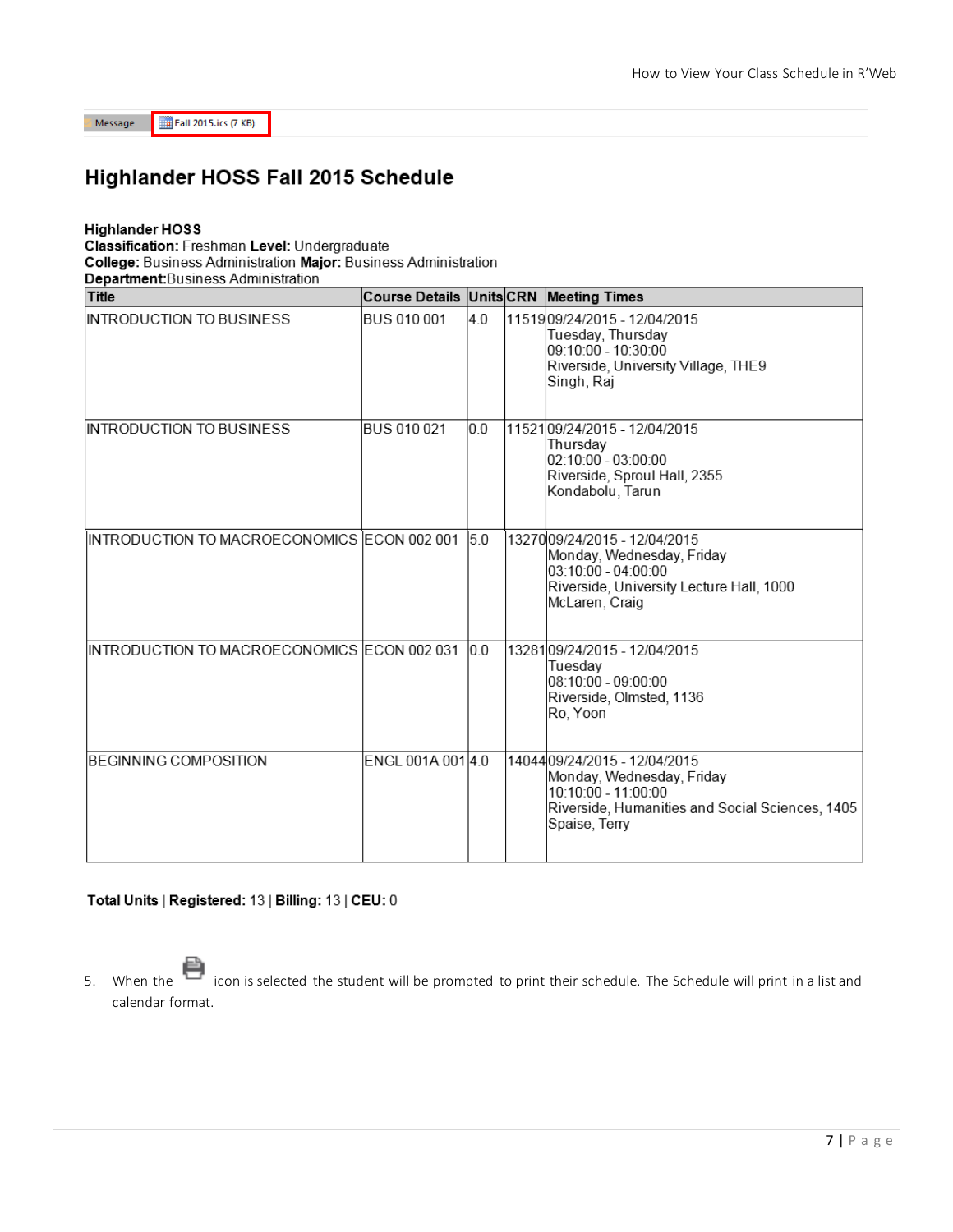Message Fall 2015.ics (7 KB)

## Highlander HOSS Fall 2015 Schedule

**Highlander HOSS**
**Classification:** Freshman **Level:** Undergraduate
**College:** Business Administration **Major:** Business Administration
**Department:**Business Administration

| Title | Course Details | Units | CRN | Meeting Times |
|---|---|---|---|---|
| INTRODUCTION TO BUSINESS | BUS 010 001 | 4.0 | 11519 | 09/24/2015 - 12/04/2015<br>Tuesday, Thursday<br>09:10:00 - 10:30:00<br>Riverside, University Village, THE9<br>Singh, Raj |
| INTRODUCTION TO BUSINESS | BUS 010 021 | 0.0 | 11521 | 09/24/2015 - 12/04/2015<br>Thursday<br>02:10:00 - 03:00:00<br>Riverside, Sproul Hall, 2355<br>Kondabolu, Tarun |
| INTRODUCTION TO MACROECONOMICS | ECON 002 001 | 5.0 | 13270 | 09/24/2015 - 12/04/2015<br>Monday, Wednesday, Friday<br>03:10:00 - 04:00:00<br>Riverside, University Lecture Hall, 1000<br>McLaren, Craig |
| INTRODUCTION TO MACROECONOMICS | ECON 002 031 | 0.0 | 13281 | 09/24/2015 - 12/04/2015<br>Tuesday<br>08:10:00 - 09:00:00<br>Riverside, Olmsted, 1136<br>Ro, Yoon |
| BEGINNING COMPOSITION | ENGL 001A 001 | 4.0 | 14044 | 09/24/2015 - 12/04/2015<br>Monday, Wednesday, Friday<br>10:10:00 - 11:00:00<br>Riverside, Humanities and Social Sciences, 1405<br>Spaise, Terry |

**Total Units | Registered:** 13 | **Billing:** 13 | **CEU:** 0

5. When the icon is selected the student will be prompted to print their schedule. The Schedule will print in a list and calendar format.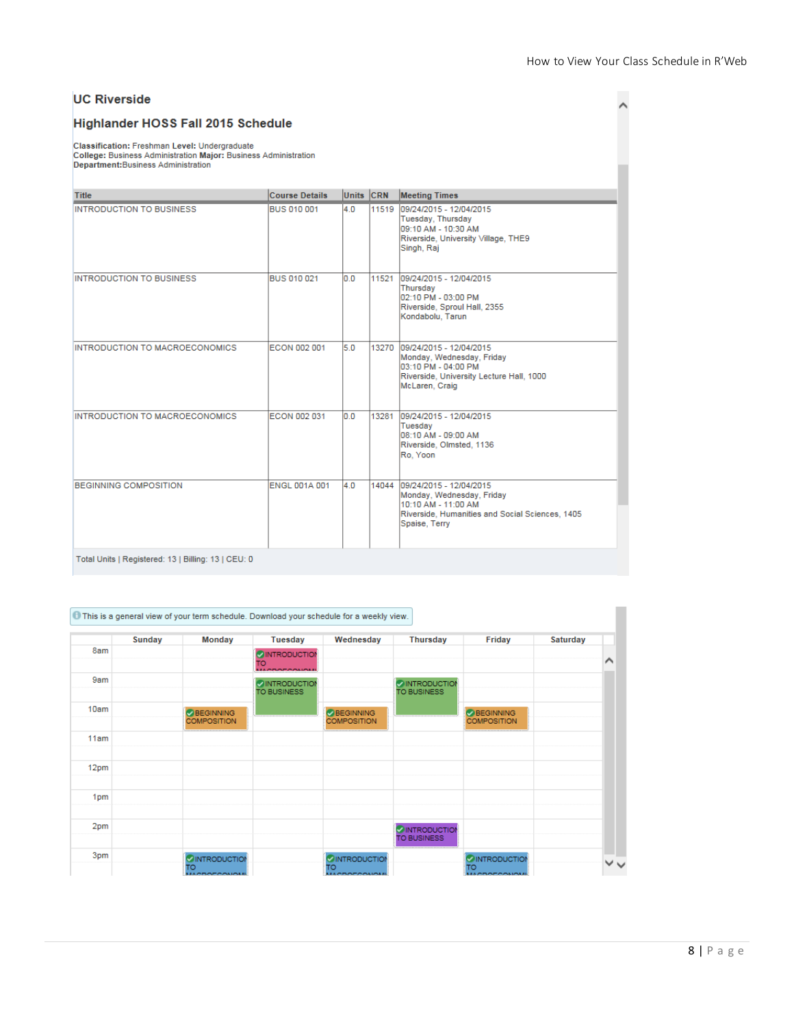**UC Riverside**

**Highlander HOSS Fall 2015 Schedule**

**Classification:** Freshman **Level:** Undergraduate
**College:** Business Administration **Major:** Business Administration
**Department:**Business Administration

| Title | Course Details | Units | CRN | Meeting Times |
|---|---|---|---|---|
| INTRODUCTION TO BUSINESS | BUS 010 001 | 4.0 | 11519 | 09/24/2015 - 12/04/2015<br>Tuesday, Thursday<br>09:10 AM - 10:30 AM<br>Riverside, University Village, THE9<br>Singh, Raj |
| INTRODUCTION TO BUSINESS | BUS 010 021 | 0.0 | 11521 | 09/24/2015 - 12/04/2015<br>Thursday<br>02:10 PM - 03:00 PM<br>Riverside, Sproul Hall, 2355<br>Kondabolu, Tarun |
| INTRODUCTION TO MACROECONOMICS | ECON 002 001 | 5.0 | 13270 | 09/24/2015 - 12/04/2015<br>Monday, Wednesday, Friday<br>03:10 PM - 04:00 PM<br>Riverside, University Lecture Hall, 1000<br>McLaren, Craig |
| INTRODUCTION TO MACROECONOMICS | ECON 002 031 | 0.0 | 13281 | 09/24/2015 - 12/04/2015<br>Tuesday<br>08:10 AM - 09:00 AM<br>Riverside, Olmsted, 1136<br>Ro, Yoon |
| BEGINNING COMPOSITION | ENGL 001A 001 | 4.0 | 14044 | 09/24/2015 - 12/04/2015<br>Monday, Wednesday, Friday<br>10:10 AM - 11:00 AM<br>Riverside, Humanities and Social Sciences, 1405<br>Spaise, Terry |

Total Units | Registered: 13 | Billing: 13 | CEU: 0

This is a general view of your term schedule. Download your schedule for a weekly view.

| | Sunday | Monday | Tuesday | Wednesday | Thursday | Friday | Saturday |
|---|---|---|---|---|---|---|---|
| 8am | | | INTRODUCTION TO MACROECONOMI | | | | |
| 9am | | | INTRODUCTION TO BUSINESS | | INTRODUCTION TO BUSINESS | | |
| 10am | | BEGINNING COMPOSITION | | BEGINNING COMPOSITION | | BEGINNING COMPOSITION | |
| 11am | | | | | | | |
| 12pm | | | | | | | |
| 1pm | | | | | | | |
| 2pm | | | | | INTRODUCTION TO BUSINESS | | |
| 3pm | | INTRODUCTION TO MACROECONOMI | | INTRODUCTION TO MACROECONOMI | | INTRODUCTION TO MACROECONOMI | |